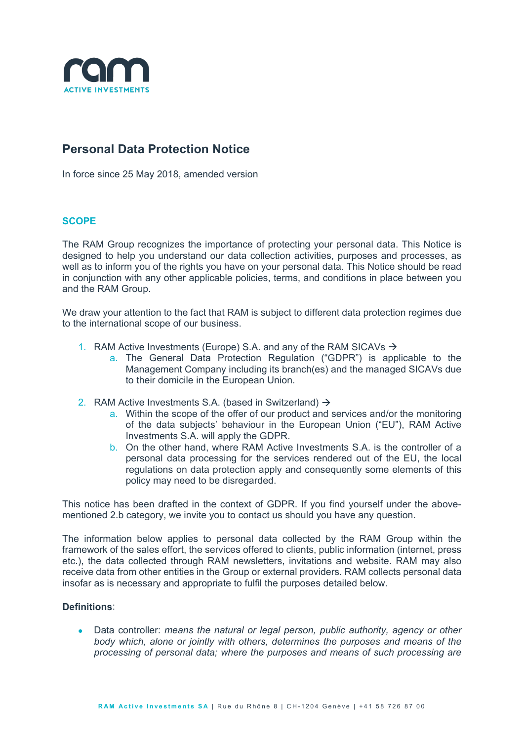ram
ACTIVE INVESTMENTS

# Personal Data Protection Notice

In force since 25 May 2018, amended version

## SCOPE

The RAM Group recognizes the importance of protecting your personal data. This Notice is designed to help you understand our data collection activities, purposes and processes, as well as to inform you of the rights you have on your personal data. This Notice should be read in conjunction with any other applicable policies, terms, and conditions in place between you and the RAM Group.

We draw your attention to the fact that RAM is subject to different data protection regimes due to the international scope of our business.

1. RAM Active Investments (Europe) S.A. and any of the RAM SICAVs →
   a. The General Data Protection Regulation ("GDPR") is applicable to the Management Company including its branch(es) and the managed SICAVs due to their domicile in the European Union.

2. RAM Active Investments S.A. (based in Switzerland) →
   a. Within the scope of the offer of our product and services and/or the monitoring of the data subjects' behaviour in the European Union ("EU"), RAM Active Investments S.A. will apply the GDPR.
   b. On the other hand, where RAM Active Investments S.A. is the controller of a personal data processing for the services rendered out of the EU, the local regulations on data protection apply and consequently some elements of this policy may need to be disregarded.

This notice has been drafted in the context of GDPR. If you find yourself under the above-mentioned 2.b category, we invite you to contact us should you have any question.

The information below applies to personal data collected by the RAM Group within the framework of the sales effort, the services offered to clients, public information (internet, press etc.), the data collected through RAM newsletters, invitations and website. RAM may also receive data from other entities in the Group or external providers. RAM collects personal data insofar as is necessary and appropriate to fulfil the purposes detailed below.

**Definitions**:

- Data controller: *means the natural or legal person, public authority, agency or other body which, alone or jointly with others, determines the purposes and means of the processing of personal data; where the purposes and means of such processing are*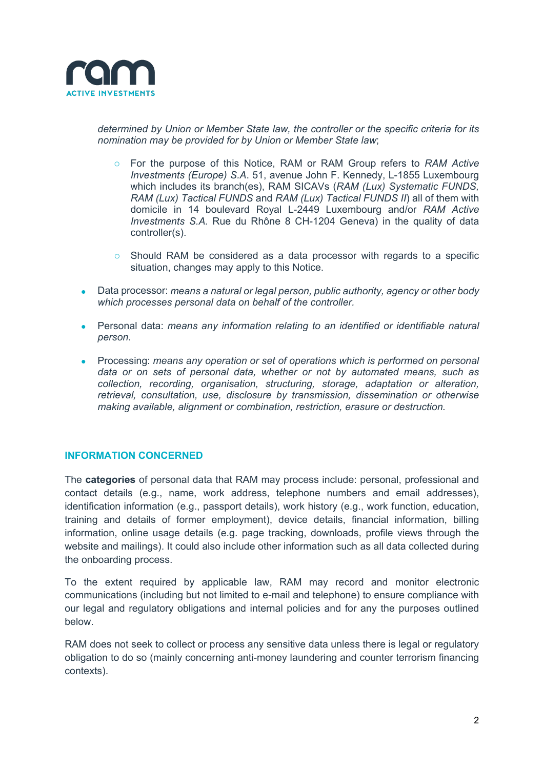*determined by Union or Member State law, the controller or the specific criteria for its nomination may be provided for by Union or Member State law*;

  - For the purpose of this Notice, RAM or RAM Group refers to *RAM Active Investments (Europe) S.A.* 51, avenue John F. Kennedy, L-1855 Luxembourg which includes its branch(es), RAM SICAVs (*RAM (Lux) Systematic FUNDS, RAM (Lux) Tactical FUNDS* and *RAM (Lux) Tactical FUNDS II*) all of them with domicile in 14 boulevard Royal L-2449 Luxembourg and/or *RAM Active Investments S.A.* Rue du Rhône 8 CH-1204 Geneva) in the quality of data controller(s).

  - Should RAM be considered as a data processor with regards to a specific situation, changes may apply to this Notice.

- Data processor: *means a natural or legal person, public authority, agency or other body which processes personal data on behalf of the controller.*

- Personal data: *means any information relating to an identified or identifiable natural person*.

- Processing: *means any operation or set of operations which is performed on personal data or on sets of personal data, whether or not by automated means, such as collection, recording, organisation, structuring, storage, adaptation or alteration, retrieval, consultation, use, disclosure by transmission, dissemination or otherwise making available, alignment or combination, restriction, erasure or destruction.*

## INFORMATION CONCERNED

The **categories** of personal data that RAM may process include: personal, professional and contact details (e.g., name, work address, telephone numbers and email addresses), identification information (e.g., passport details), work history (e.g., work function, education, training and details of former employment), device details, financial information, billing information, online usage details (e.g. page tracking, downloads, profile views through the website and mailings). It could also include other information such as all data collected during the onboarding process.

To the extent required by applicable law, RAM may record and monitor electronic communications (including but not limited to e-mail and telephone) to ensure compliance with our legal and regulatory obligations and internal policies and for any the purposes outlined below.

RAM does not seek to collect or process any sensitive data unless there is legal or regulatory obligation to do so (mainly concerning anti-money laundering and counter terrorism financing contexts).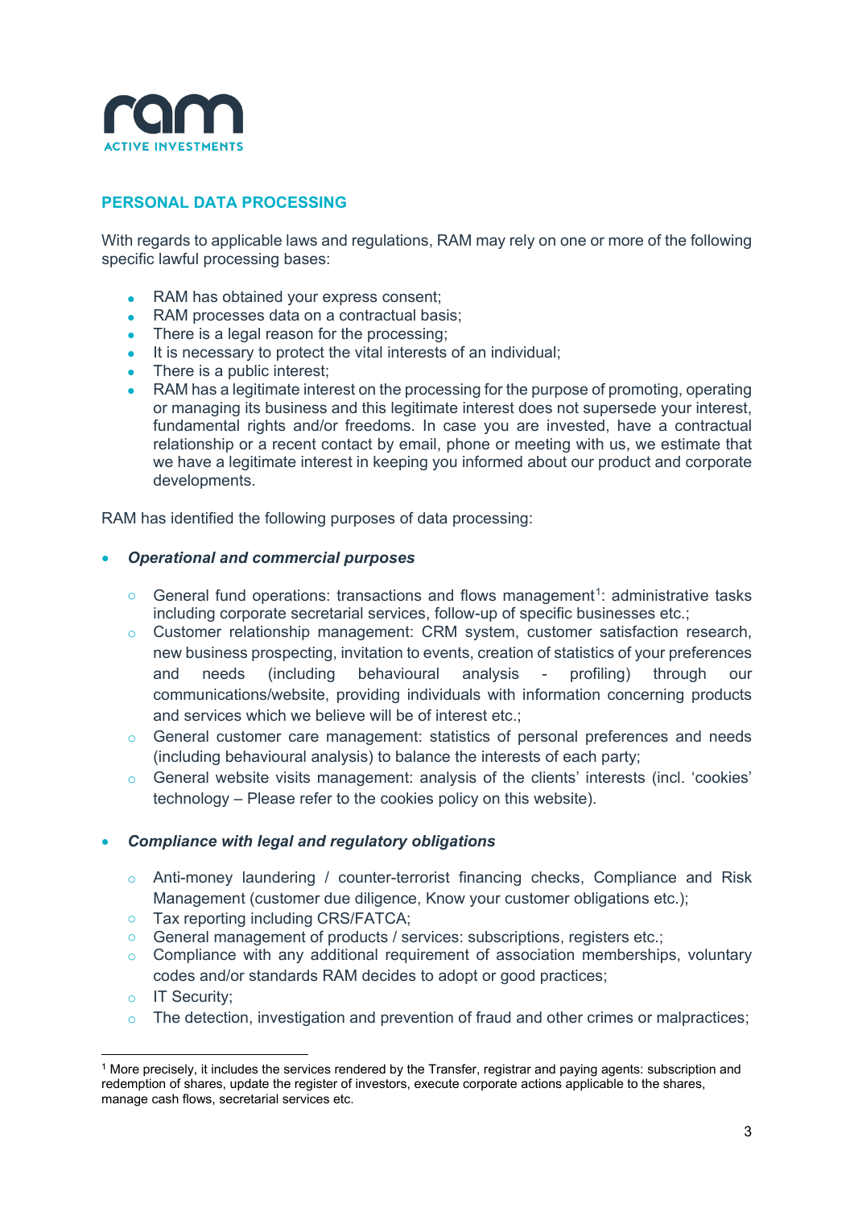## PERSONAL DATA PROCESSING

With regards to applicable laws and regulations, RAM may rely on one or more of the following specific lawful processing bases:

- RAM has obtained your express consent;
- RAM processes data on a contractual basis;
- There is a legal reason for the processing;
- It is necessary to protect the vital interests of an individual;
- There is a public interest;
- RAM has a legitimate interest on the processing for the purpose of promoting, operating or managing its business and this legitimate interest does not supersede your interest, fundamental rights and/or freedoms. In case you are invested, have a contractual relationship or a recent contact by email, phone or meeting with us, we estimate that we have a legitimate interest in keeping you informed about our product and corporate developments.

RAM has identified the following purposes of data processing:

- ***Operational and commercial purposes***
  - General fund operations: transactions and flows management[1]: administrative tasks including corporate secretarial services, follow-up of specific businesses etc.;
  - Customer relationship management: CRM system, customer satisfaction research, new business prospecting, invitation to events, creation of statistics of your preferences and needs (including behavioural analysis - profiling) through our communications/website, providing individuals with information concerning products and services which we believe will be of interest etc.;
  - General customer care management: statistics of personal preferences and needs (including behavioural analysis) to balance the interests of each party;
  - General website visits management: analysis of the clients' interests (incl. 'cookies' technology – Please refer to the cookies policy on this website).

- ***Compliance with legal and regulatory obligations***
  - Anti-money laundering / counter-terrorist financing checks, Compliance and Risk Management (customer due diligence, Know your customer obligations etc.);
  - Tax reporting including CRS/FATCA;
  - General management of products / services: subscriptions, registers etc.;
  - Compliance with any additional requirement of association memberships, voluntary codes and/or standards RAM decides to adopt or good practices;
  - IT Security;
  - The detection, investigation and prevention of fraud and other crimes or malpractices;

[1] More precisely, it includes the services rendered by the Transfer, registrar and paying agents: subscription and redemption of shares, update the register of investors, execute corporate actions applicable to the shares, manage cash flows, secretarial services etc.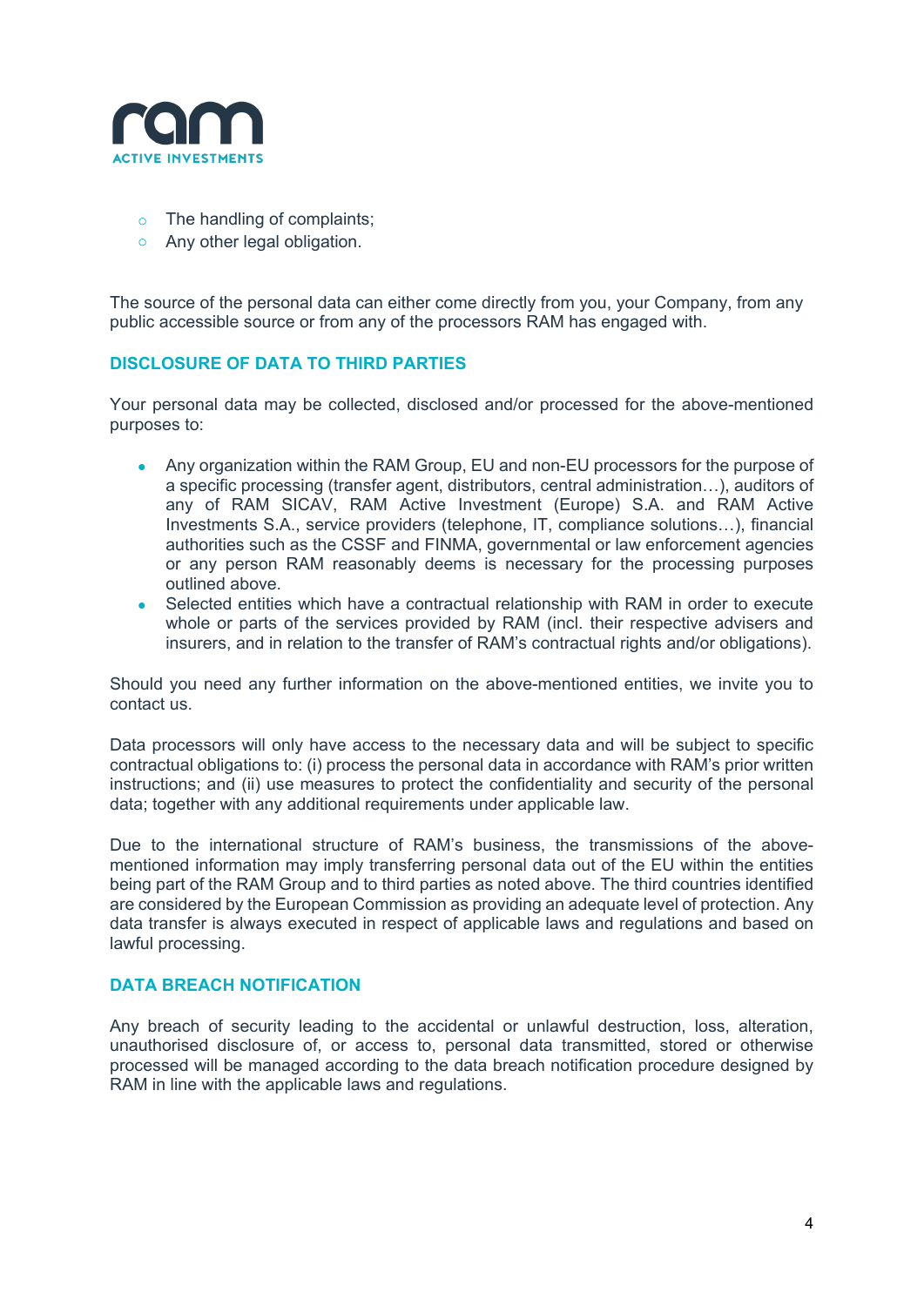- The handling of complaints;
- Any other legal obligation.

The source of the personal data can either come directly from you, your Company, from any public accessible source or from any of the processors RAM has engaged with.

## DISCLOSURE OF DATA TO THIRD PARTIES

Your personal data may be collected, disclosed and/or processed for the above-mentioned purposes to:

- Any organization within the RAM Group, EU and non-EU processors for the purpose of a specific processing (transfer agent, distributors, central administration…), auditors of any of RAM SICAV, RAM Active Investment (Europe) S.A. and RAM Active Investments S.A., service providers (telephone, IT, compliance solutions…), financial authorities such as the CSSF and FINMA, governmental or law enforcement agencies or any person RAM reasonably deems is necessary for the processing purposes outlined above.
- Selected entities which have a contractual relationship with RAM in order to execute whole or parts of the services provided by RAM (incl. their respective advisers and insurers, and in relation to the transfer of RAM's contractual rights and/or obligations).

Should you need any further information on the above-mentioned entities, we invite you to contact us.

Data processors will only have access to the necessary data and will be subject to specific contractual obligations to: (i) process the personal data in accordance with RAM's prior written instructions; and (ii) use measures to protect the confidentiality and security of the personal data; together with any additional requirements under applicable law.

Due to the international structure of RAM's business, the transmissions of the above-mentioned information may imply transferring personal data out of the EU within the entities being part of the RAM Group and to third parties as noted above. The third countries identified are considered by the European Commission as providing an adequate level of protection. Any data transfer is always executed in respect of applicable laws and regulations and based on lawful processing.

## DATA BREACH NOTIFICATION

Any breach of security leading to the accidental or unlawful destruction, loss, alteration, unauthorised disclosure of, or access to, personal data transmitted, stored or otherwise processed will be managed according to the data breach notification procedure designed by RAM in line with the applicable laws and regulations.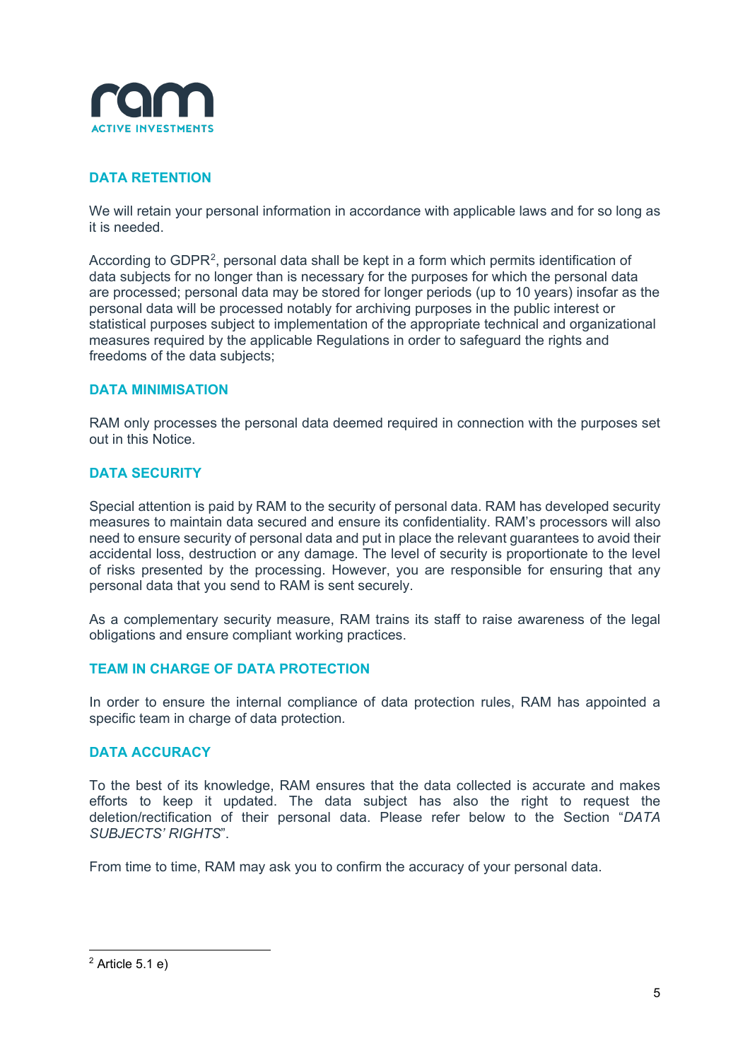## DATA RETENTION

We will retain your personal information in accordance with applicable laws and for so long as it is needed.

According to GDPR[2], personal data shall be kept in a form which permits identification of data subjects for no longer than is necessary for the purposes for which the personal data are processed; personal data may be stored for longer periods (up to 10 years) insofar as the personal data will be processed notably for archiving purposes in the public interest or statistical purposes subject to implementation of the appropriate technical and organizational measures required by the applicable Regulations in order to safeguard the rights and freedoms of the data subjects;

## DATA MINIMISATION

RAM only processes the personal data deemed required in connection with the purposes set out in this Notice.

## DATA SECURITY

Special attention is paid by RAM to the security of personal data. RAM has developed security measures to maintain data secured and ensure its confidentiality. RAM's processors will also need to ensure security of personal data and put in place the relevant guarantees to avoid their accidental loss, destruction or any damage. The level of security is proportionate to the level of risks presented by the processing. However, you are responsible for ensuring that any personal data that you send to RAM is sent securely.

As a complementary security measure, RAM trains its staff to raise awareness of the legal obligations and ensure compliant working practices.

## TEAM IN CHARGE OF DATA PROTECTION

In order to ensure the internal compliance of data protection rules, RAM has appointed a specific team in charge of data protection.

## DATA ACCURACY

To the best of its knowledge, RAM ensures that the data collected is accurate and makes efforts to keep it updated. The data subject has also the right to request the deletion/rectification of their personal data. Please refer below to the Section "*DATA SUBJECTS' RIGHTS*".

From time to time, RAM may ask you to confirm the accuracy of your personal data.

[2] Article 5.1 e)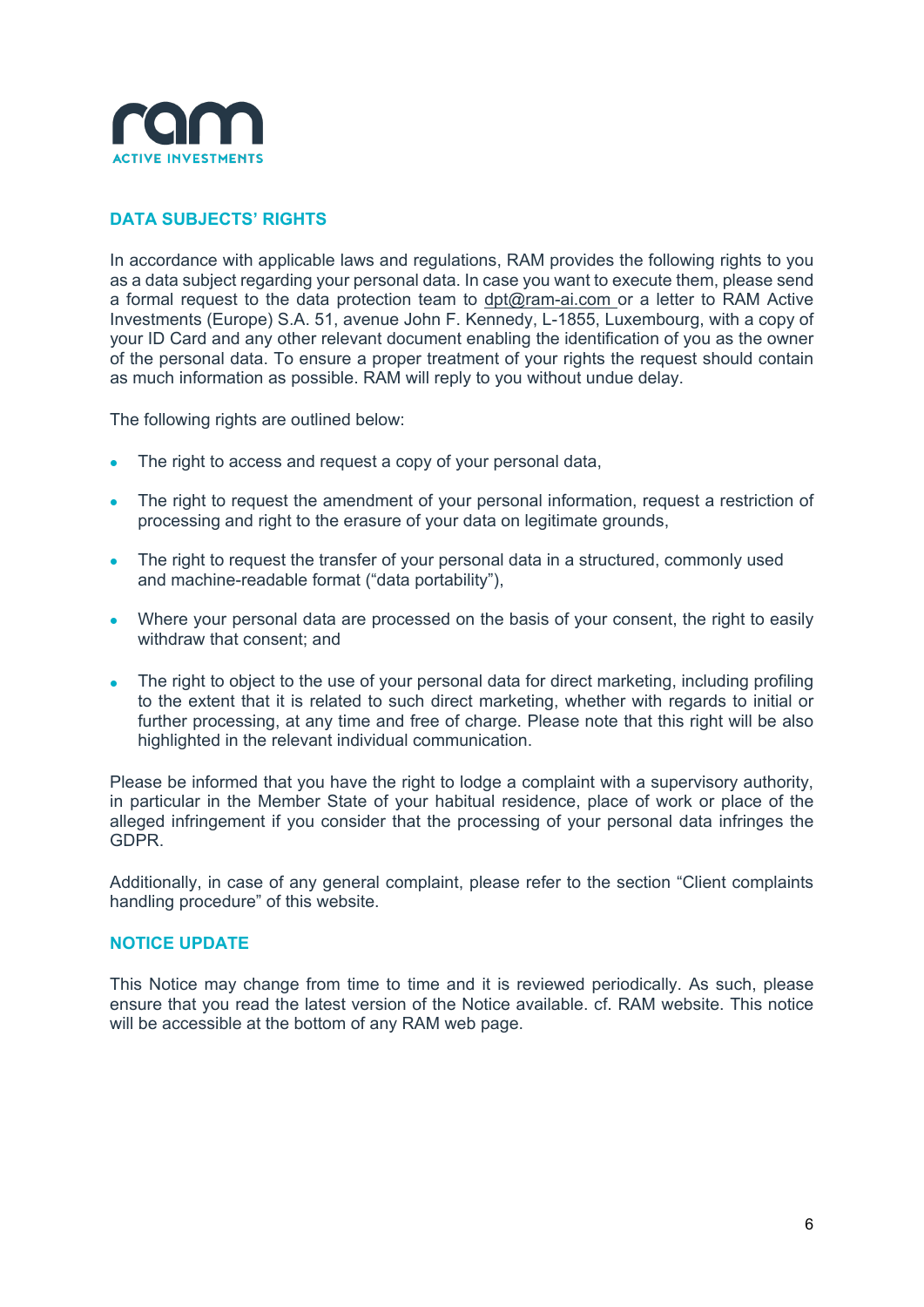## DATA SUBJECTS' RIGHTS

In accordance with applicable laws and regulations, RAM provides the following rights to you as a data subject regarding your personal data. In case you want to execute them, please send a formal request to the data protection team to dpt@ram-ai.com or a letter to RAM Active Investments (Europe) S.A. 51, avenue John F. Kennedy, L-1855, Luxembourg, with a copy of your ID Card and any other relevant document enabling the identification of you as the owner of the personal data. To ensure a proper treatment of your rights the request should contain as much information as possible. RAM will reply to you without undue delay.

The following rights are outlined below:

- The right to access and request a copy of your personal data,
- The right to request the amendment of your personal information, request a restriction of processing and right to the erasure of your data on legitimate grounds,
- The right to request the transfer of your personal data in a structured, commonly used and machine-readable format ("data portability"),
- Where your personal data are processed on the basis of your consent, the right to easily withdraw that consent; and
- The right to object to the use of your personal data for direct marketing, including profiling to the extent that it is related to such direct marketing, whether with regards to initial or further processing, at any time and free of charge. Please note that this right will be also highlighted in the relevant individual communication.

Please be informed that you have the right to lodge a complaint with a supervisory authority, in particular in the Member State of your habitual residence, place of work or place of the alleged infringement if you consider that the processing of your personal data infringes the GDPR.

Additionally, in case of any general complaint, please refer to the section "Client complaints handling procedure" of this website.

## NOTICE UPDATE

This Notice may change from time to time and it is reviewed periodically. As such, please ensure that you read the latest version of the Notice available. cf. RAM website. This notice will be accessible at the bottom of any RAM web page.